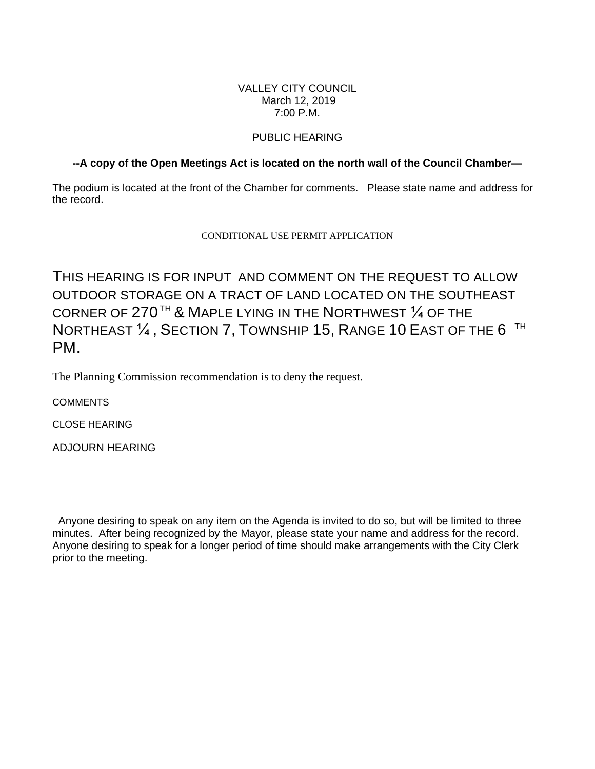VALLEY CITY COUNCIL
March 12, 2019
7:00 P.M.

PUBLIC HEARING

**--A copy of the Open Meetings Act is located on the north wall of the Council Chamber—**

The podium is located at the front of the Chamber for comments. Please state name and address for the record.

CONDITIONAL USE PERMIT APPLICATION

THIS HEARING IS FOR INPUT AND COMMENT ON THE REQUEST TO ALLOW OUTDOOR STORAGE ON A TRACT OF LAND LOCATED ON THE SOUTHEAST CORNER OF 270TH & MAPLE LYING IN THE NORTHWEST ¼ OF THE NORTHEAST ¼ , SECTION 7, TOWNSHIP 15, RANGE 10 EAST OF THE 6 TH PM.

The Planning Commission recommendation is to deny the request.

COMMENTS

CLOSE HEARING

ADJOURN HEARING

Anyone desiring to speak on any item on the Agenda is invited to do so, but will be limited to three minutes. After being recognized by the Mayor, please state your name and address for the record. Anyone desiring to speak for a longer period of time should make arrangements with the City Clerk prior to the meeting.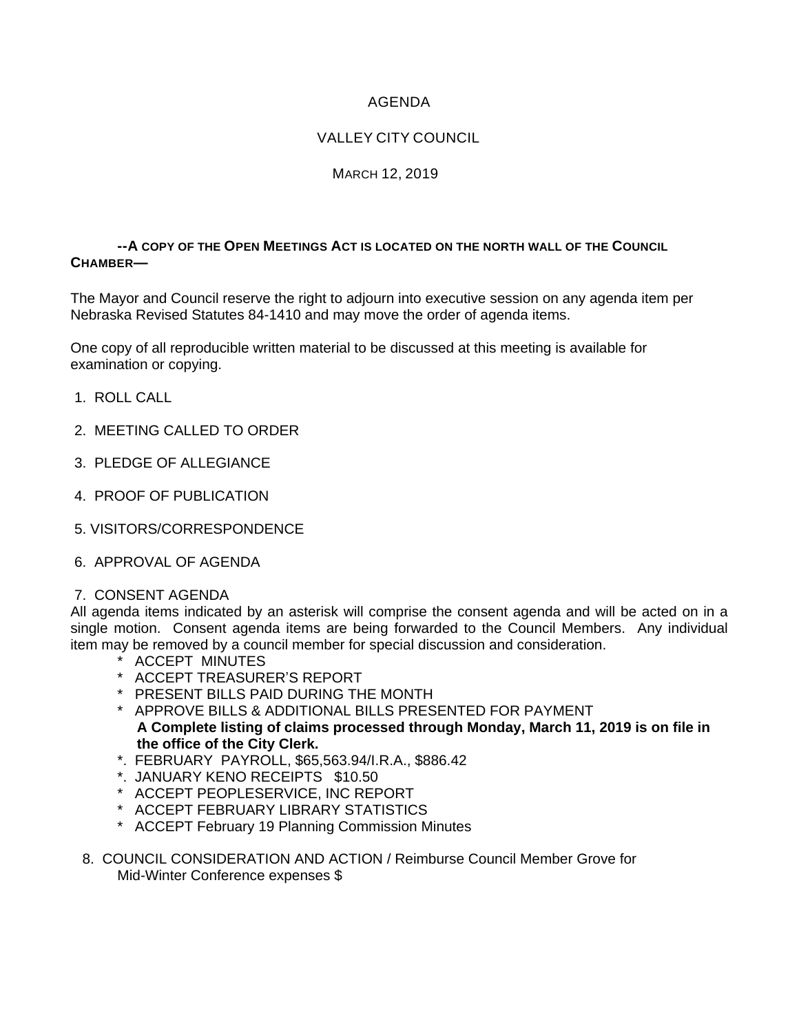AGENDA

VALLEY CITY COUNCIL

MARCH 12, 2019

**--A COPY OF THE OPEN MEETINGS ACT IS LOCATED ON THE NORTH WALL OF THE COUNCIL CHAMBER—**

The Mayor and Council reserve the right to adjourn into executive session on any agenda item per Nebraska Revised Statutes 84-1410 and may move the order of agenda items.

One copy of all reproducible written material to be discussed at this meeting is available for examination or copying.

1. ROLL CALL

2. MEETING CALLED TO ORDER

3. PLEDGE OF ALLEGIANCE

4. PROOF OF PUBLICATION

5. VISITORS/CORRESPONDENCE

6. APPROVAL OF AGENDA

7. CONSENT AGENDA

All agenda items indicated by an asterisk will comprise the consent agenda and will be acted on in a single motion. Consent agenda items are being forwarded to the Council Members. Any individual item may be removed by a council member for special discussion and consideration.

   * ACCEPT MINUTES
   * ACCEPT TREASURER'S REPORT
   * PRESENT BILLS PAID DURING THE MONTH
   * APPROVE BILLS & ADDITIONAL BILLS PRESENTED FOR PAYMENT
     **A Complete listing of claims processed through Monday, March 11, 2019 is on file in the office of the City Clerk.**
   *. FEBRUARY PAYROLL, $65,563.94/I.R.A., $886.42
   *. JANUARY KENO RECEIPTS $10.50
   * ACCEPT PEOPLESERVICE, INC REPORT
   * ACCEPT FEBRUARY LIBRARY STATISTICS
   * ACCEPT February 19 Planning Commission Minutes

8. COUNCIL CONSIDERATION AND ACTION / Reimburse Council Member Grove for Mid-Winter Conference expenses $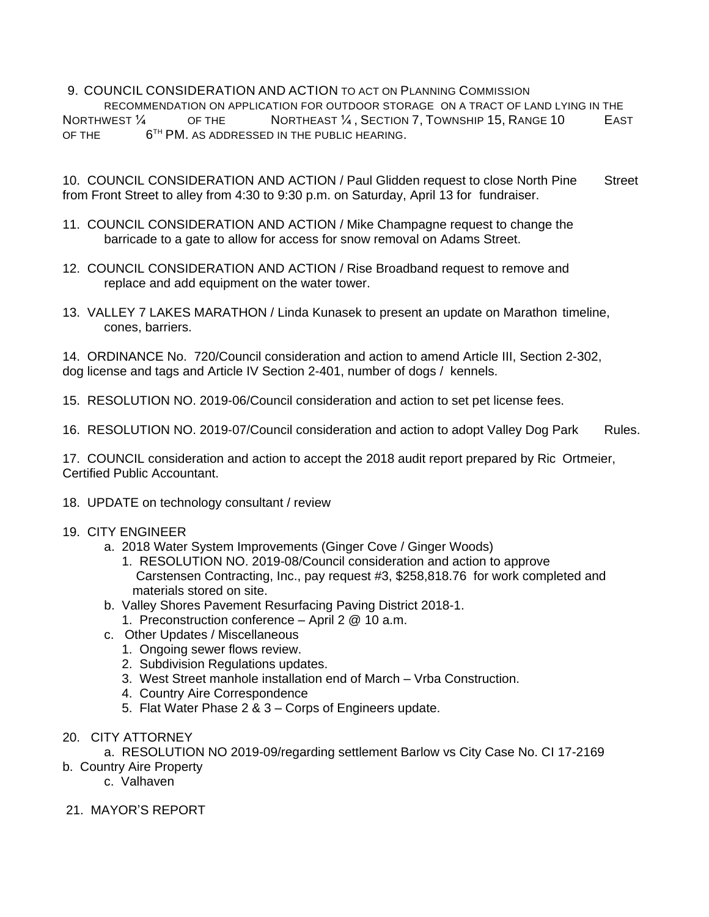9. COUNCIL CONSIDERATION AND ACTION TO ACT ON PLANNING COMMISSION RECOMMENDATION ON APPLICATION FOR OUTDOOR STORAGE ON A TRACT OF LAND LYING IN THE NORTHWEST ¼ OF THE NORTHEAST ¼, SECTION 7, TOWNSHIP 15, RANGE 10 EAST OF THE 6TH PM. AS ADDRESSED IN THE PUBLIC HEARING.

10. COUNCIL CONSIDERATION AND ACTION / Paul Glidden request to close North Pine Street from Front Street to alley from 4:30 to 9:30 p.m. on Saturday, April 13 for fundraiser.

11. COUNCIL CONSIDERATION AND ACTION / Mike Champagne request to change the barricade to a gate to allow for access for snow removal on Adams Street.

12. COUNCIL CONSIDERATION AND ACTION / Rise Broadband request to remove and replace and add equipment on the water tower.

13. VALLEY 7 LAKES MARATHON / Linda Kunasek to present an update on Marathon timeline, cones, barriers.

14. ORDINANCE No. 720/Council consideration and action to amend Article III, Section 2-302, dog license and tags and Article IV Section 2-401, number of dogs / kennels.

15. RESOLUTION NO. 2019-06/Council consideration and action to set pet license fees.

16. RESOLUTION NO. 2019-07/Council consideration and action to adopt Valley Dog Park Rules.

17. COUNCIL consideration and action to accept the 2018 audit report prepared by Ric Ortmeier, Certified Public Accountant.

18. UPDATE on technology consultant / review

19. CITY ENGINEER
   a. 2018 Water System Improvements (Ginger Cove / Ginger Woods)
      1. RESOLUTION NO. 2019-08/Council consideration and action to approve Carstensen Contracting, Inc., pay request #3, $258,818.76 for work completed and materials stored on site.
   b. Valley Shores Pavement Resurfacing Paving District 2018-1.
      1. Preconstruction conference – April 2 @ 10 a.m.
   c. Other Updates / Miscellaneous
      1. Ongoing sewer flows review.
      2. Subdivision Regulations updates.
      3. West Street manhole installation end of March – Vrba Construction.
      4. Country Aire Correspondence
      5. Flat Water Phase 2 & 3 – Corps of Engineers update.

20. CITY ATTORNEY
   a. RESOLUTION NO 2019-09/regarding settlement Barlow vs City Case No. CI 17-2169
   b. Country Aire Property
   c. Valhaven

21. MAYOR'S REPORT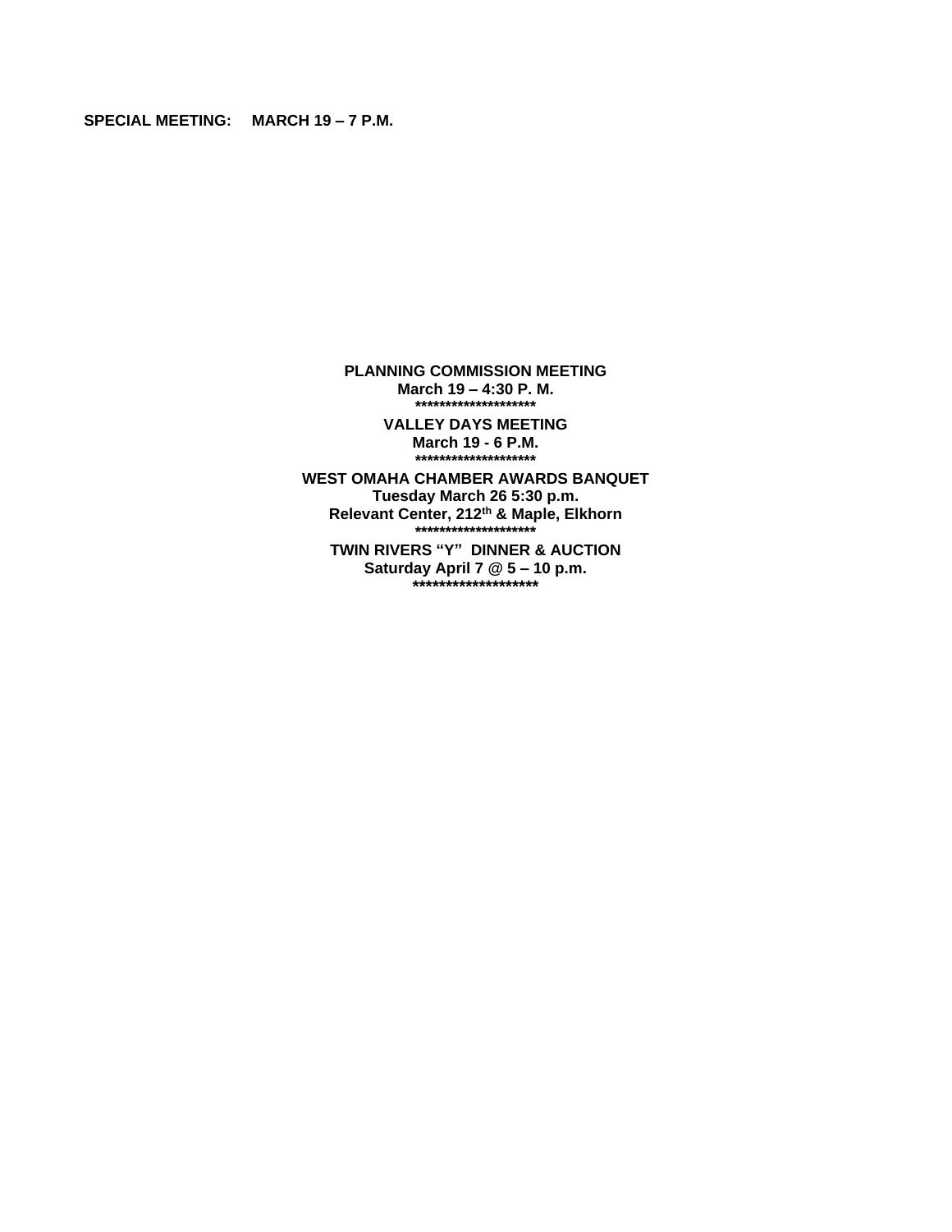**SPECIAL MEETING: MARCH 19 – 7 P.M.**

**PLANNING COMMISSION MEETING**
**March 19 – 4:30 P. M.**
**********************

**VALLEY DAYS MEETING**
**March 19 - 6 P.M.**
**********************

**WEST OMAHA CHAMBER AWARDS BANQUET**
**Tuesday March 26 5:30 p.m.**
**Relevant Center, 212th & Maple, Elkhorn**
**********************

**TWIN RIVERS "Y" DINNER & AUCTION**
**Saturday April 7 @ 5 – 10 p.m.**
*********************